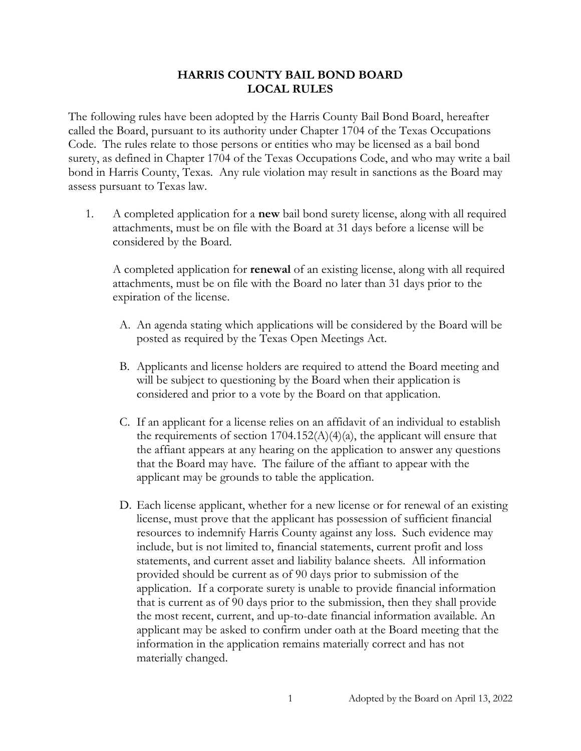# HARRIS COUNTY BAIL BOND BOARD
# LOCAL RULES

The following rules have been adopted by the Harris County Bail Bond Board, hereafter called the Board, pursuant to its authority under Chapter 1704 of the Texas Occupations Code. The rules relate to those persons or entities who may be licensed as a bail bond surety, as defined in Chapter 1704 of the Texas Occupations Code, and who may write a bail bond in Harris County, Texas. Any rule violation may result in sanctions as the Board may assess pursuant to Texas law.

1. A completed application for a **new** bail bond surety license, along with all required attachments, must be on file with the Board at 31 days before a license will be considered by the Board.

   A completed application for **renewal** of an existing license, along with all required attachments, must be on file with the Board no later than 31 days prior to the expiration of the license.

   A. An agenda stating which applications will be considered by the Board will be posted as required by the Texas Open Meetings Act.

   B. Applicants and license holders are required to attend the Board meeting and will be subject to questioning by the Board when their application is considered and prior to a vote by the Board on that application.

   C. If an applicant for a license relies on an affidavit of an individual to establish the requirements of section 1704.152(A)(4)(a), the applicant will ensure that the affiant appears at any hearing on the application to answer any questions that the Board may have. The failure of the affiant to appear with the applicant may be grounds to table the application.

   D. Each license applicant, whether for a new license or for renewal of an existing license, must prove that the applicant has possession of sufficient financial resources to indemnify Harris County against any loss. Such evidence may include, but is not limited to, financial statements, current profit and loss statements, and current asset and liability balance sheets. All information provided should be current as of 90 days prior to submission of the application. If a corporate surety is unable to provide financial information that is current as of 90 days prior to the submission, then they shall provide the most recent, current, and up-to-date financial information available. An applicant may be asked to confirm under oath at the Board meeting that the information in the application remains materially correct and has not materially changed.

Adopted by the Board on April 13, 2022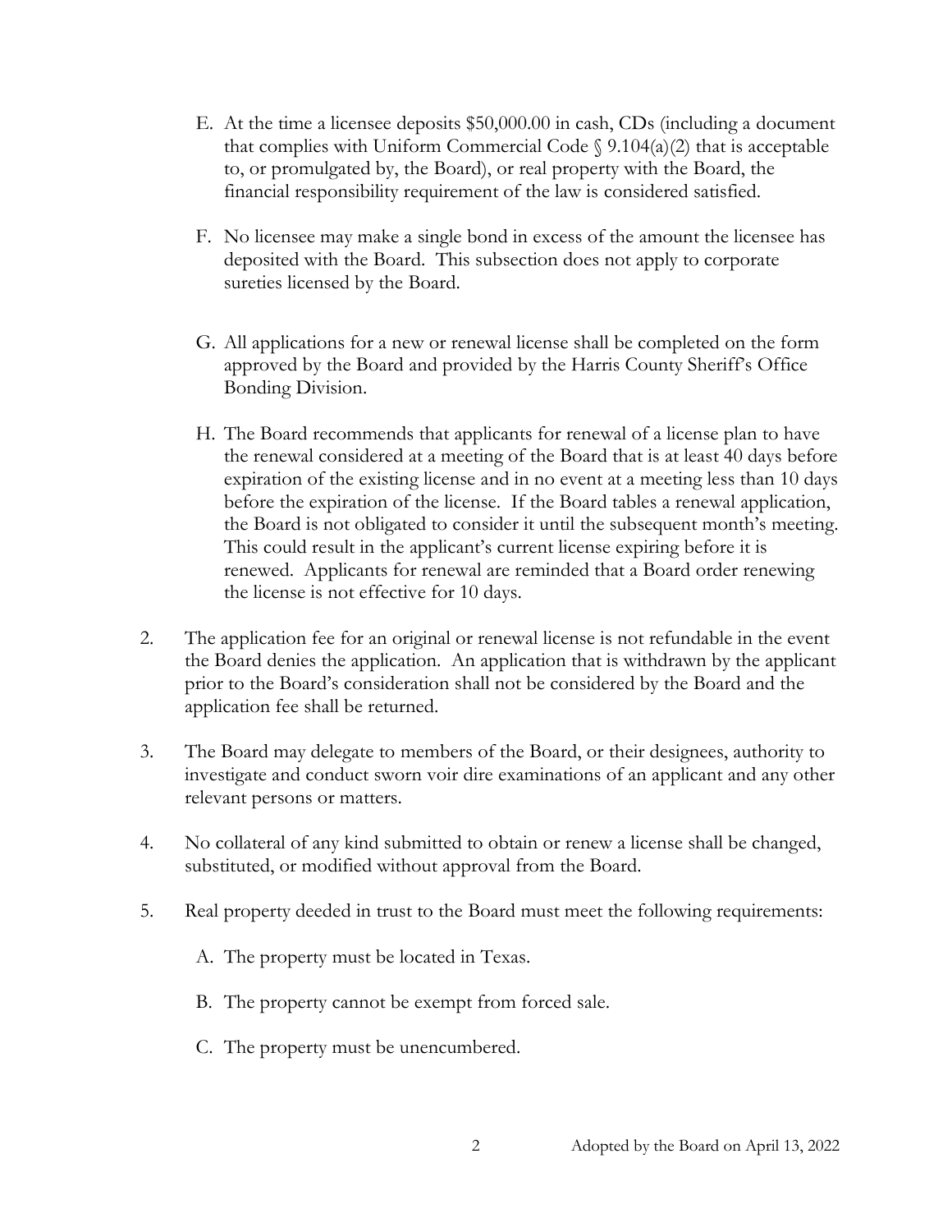E. At the time a licensee deposits $50,000.00 in cash, CDs (including a document that complies with Uniform Commercial Code § 9.104(a)(2) that is acceptable to, or promulgated by, the Board), or real property with the Board, the financial responsibility requirement of the law is considered satisfied.

F. No licensee may make a single bond in excess of the amount the licensee has deposited with the Board. This subsection does not apply to corporate sureties licensed by the Board.

G. All applications for a new or renewal license shall be completed on the form approved by the Board and provided by the Harris County Sheriff's Office Bonding Division.

H. The Board recommends that applicants for renewal of a license plan to have the renewal considered at a meeting of the Board that is at least 40 days before expiration of the existing license and in no event at a meeting less than 10 days before the expiration of the license. If the Board tables a renewal application, the Board is not obligated to consider it until the subsequent month's meeting. This could result in the applicant's current license expiring before it is renewed. Applicants for renewal are reminded that a Board order renewing the license is not effective for 10 days.

2. The application fee for an original or renewal license is not refundable in the event the Board denies the application. An application that is withdrawn by the applicant prior to the Board's consideration shall not be considered by the Board and the application fee shall be returned.

3. The Board may delegate to members of the Board, or their designees, authority to investigate and conduct sworn voir dire examinations of an applicant and any other relevant persons or matters.

4. No collateral of any kind submitted to obtain or renew a license shall be changed, substituted, or modified without approval from the Board.

5. Real property deeded in trust to the Board must meet the following requirements:

   A. The property must be located in Texas.

   B. The property cannot be exempt from forced sale.

   C. The property must be unencumbered.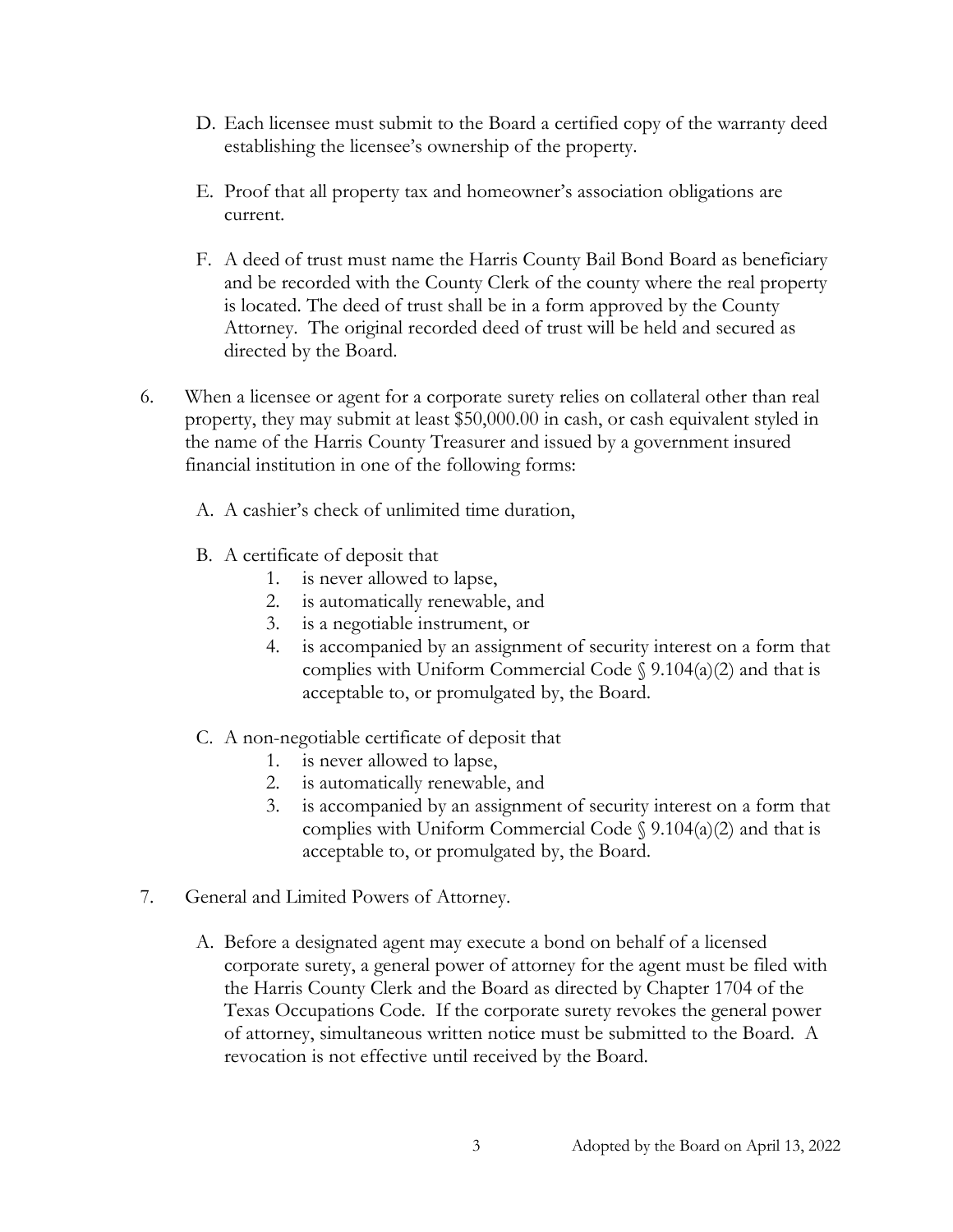D. Each licensee must submit to the Board a certified copy of the warranty deed establishing the licensee's ownership of the property.

E. Proof that all property tax and homeowner's association obligations are current.

F. A deed of trust must name the Harris County Bail Bond Board as beneficiary and be recorded with the County Clerk of the county where the real property is located. The deed of trust shall be in a form approved by the County Attorney. The original recorded deed of trust will be held and secured as directed by the Board.

6. When a licensee or agent for a corporate surety relies on collateral other than real property, they may submit at least $50,000.00 in cash, or cash equivalent styled in the name of the Harris County Treasurer and issued by a government insured financial institution in one of the following forms:

   A. A cashier's check of unlimited time duration,

   B. A certificate of deposit that
      1. is never allowed to lapse,
      2. is automatically renewable, and
      3. is a negotiable instrument, or
      4. is accompanied by an assignment of security interest on a form that complies with Uniform Commercial Code § 9.104(a)(2) and that is acceptable to, or promulgated by, the Board.

   C. A non-negotiable certificate of deposit that
      1. is never allowed to lapse,
      2. is automatically renewable, and
      3. is accompanied by an assignment of security interest on a form that complies with Uniform Commercial Code § 9.104(a)(2) and that is acceptable to, or promulgated by, the Board.

7. General and Limited Powers of Attorney.

   A. Before a designated agent may execute a bond on behalf of a licensed corporate surety, a general power of attorney for the agent must be filed with the Harris County Clerk and the Board as directed by Chapter 1704 of the Texas Occupations Code. If the corporate surety revokes the general power of attorney, simultaneous written notice must be submitted to the Board. A revocation is not effective until received by the Board.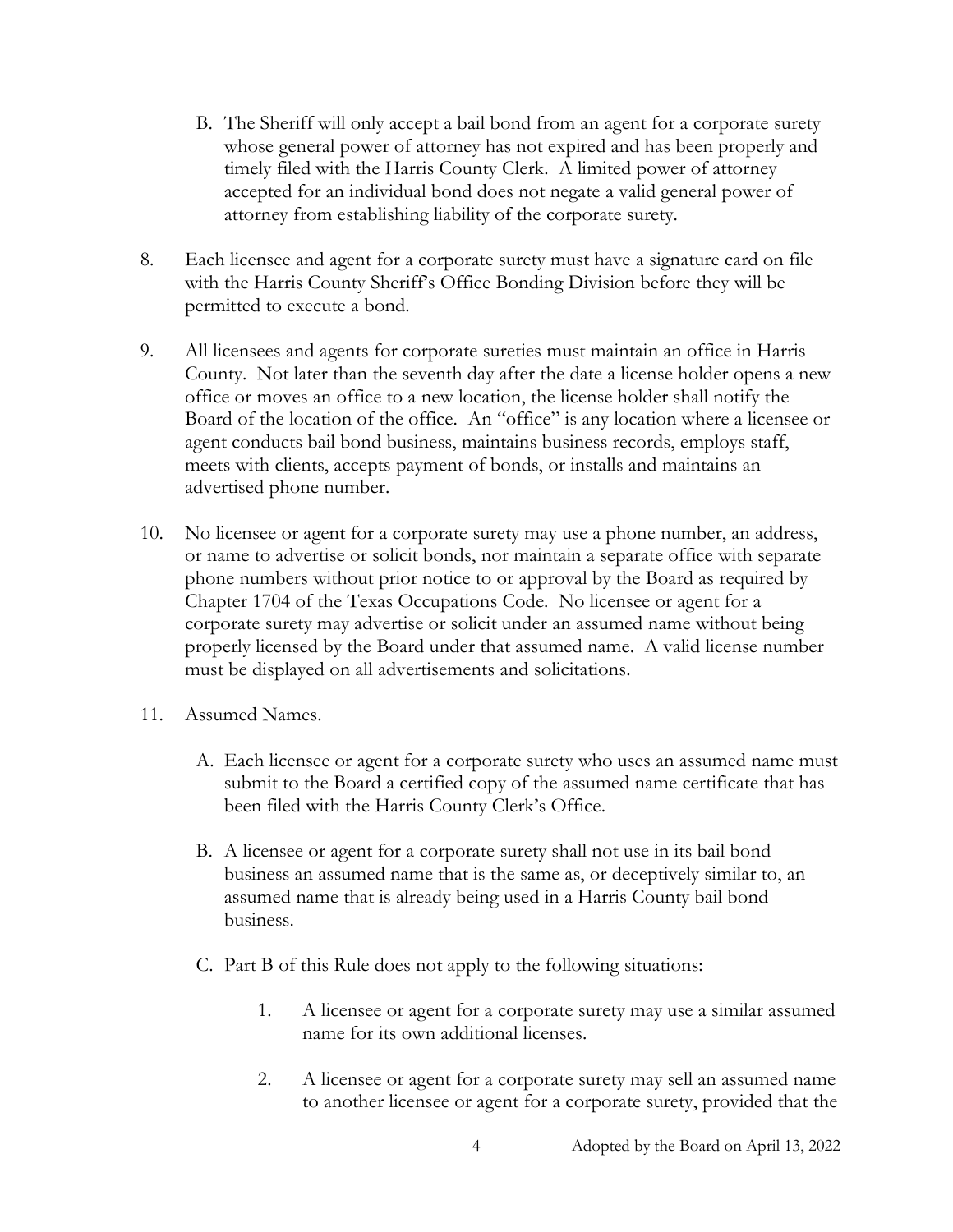B. The Sheriff will only accept a bail bond from an agent for a corporate surety whose general power of attorney has not expired and has been properly and timely filed with the Harris County Clerk. A limited power of attorney accepted for an individual bond does not negate a valid general power of attorney from establishing liability of the corporate surety.

8. Each licensee and agent for a corporate surety must have a signature card on file with the Harris County Sheriff's Office Bonding Division before they will be permitted to execute a bond.

9. All licensees and agents for corporate sureties must maintain an office in Harris County. Not later than the seventh day after the date a license holder opens a new office or moves an office to a new location, the license holder shall notify the Board of the location of the office. An "office" is any location where a licensee or agent conducts bail bond business, maintains business records, employs staff, meets with clients, accepts payment of bonds, or installs and maintains an advertised phone number.

10. No licensee or agent for a corporate surety may use a phone number, an address, or name to advertise or solicit bonds, nor maintain a separate office with separate phone numbers without prior notice to or approval by the Board as required by Chapter 1704 of the Texas Occupations Code. No licensee or agent for a corporate surety may advertise or solicit under an assumed name without being properly licensed by the Board under that assumed name. A valid license number must be displayed on all advertisements and solicitations.

11. Assumed Names.

    A. Each licensee or agent for a corporate surety who uses an assumed name must submit to the Board a certified copy of the assumed name certificate that has been filed with the Harris County Clerk's Office.

    B. A licensee or agent for a corporate surety shall not use in its bail bond business an assumed name that is the same as, or deceptively similar to, an assumed name that is already being used in a Harris County bail bond business.

    C. Part B of this Rule does not apply to the following situations:

        1. A licensee or agent for a corporate surety may use a similar assumed name for its own additional licenses.

        2. A licensee or agent for a corporate surety may sell an assumed name to another licensee or agent for a corporate surety, provided that the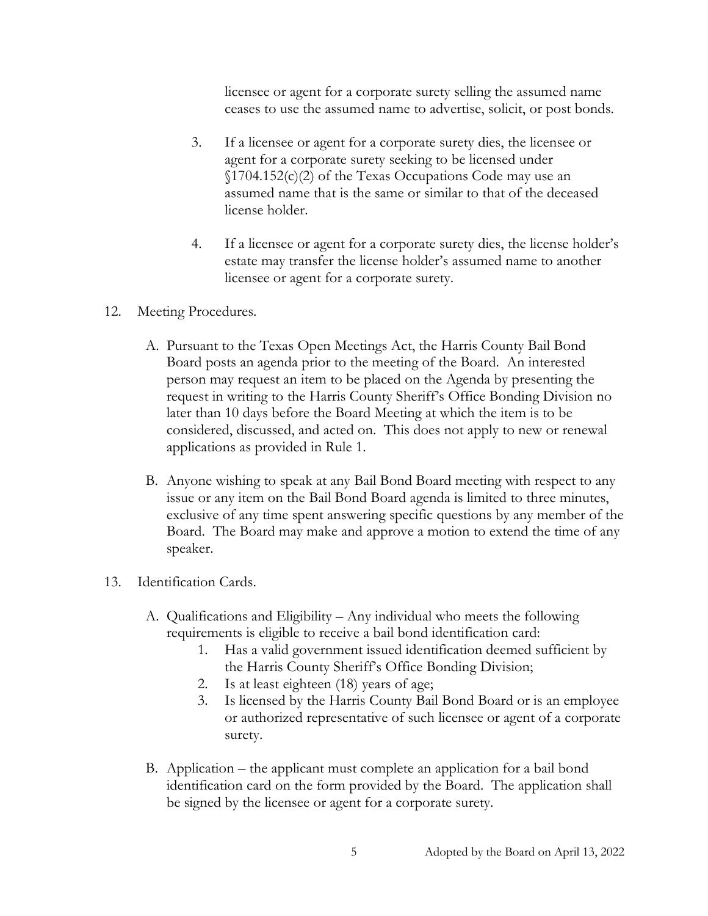licensee or agent for a corporate surety selling the assumed name ceases to use the assumed name to advertise, solicit, or post bonds.

3. If a licensee or agent for a corporate surety dies, the licensee or agent for a corporate surety seeking to be licensed under §1704.152(c)(2) of the Texas Occupations Code may use an assumed name that is the same or similar to that of the deceased license holder.

4. If a licensee or agent for a corporate surety dies, the license holder's estate may transfer the license holder's assumed name to another licensee or agent for a corporate surety.

12. Meeting Procedures.

   A. Pursuant to the Texas Open Meetings Act, the Harris County Bail Bond Board posts an agenda prior to the meeting of the Board. An interested person may request an item to be placed on the Agenda by presenting the request in writing to the Harris County Sheriff's Office Bonding Division no later than 10 days before the Board Meeting at which the item is to be considered, discussed, and acted on. This does not apply to new or renewal applications as provided in Rule 1.

   B. Anyone wishing to speak at any Bail Bond Board meeting with respect to any issue or any item on the Bail Bond Board agenda is limited to three minutes, exclusive of any time spent answering specific questions by any member of the Board. The Board may make and approve a motion to extend the time of any speaker.

13. Identification Cards.

   A. Qualifications and Eligibility – Any individual who meets the following requirements is eligible to receive a bail bond identification card:
      1. Has a valid government issued identification deemed sufficient by the Harris County Sheriff's Office Bonding Division;
      2. Is at least eighteen (18) years of age;
      3. Is licensed by the Harris County Bail Bond Board or is an employee or authorized representative of such licensee or agent of a corporate surety.

   B. Application – the applicant must complete an application for a bail bond identification card on the form provided by the Board. The application shall be signed by the licensee or agent for a corporate surety.

Adopted by the Board on April 13, 2022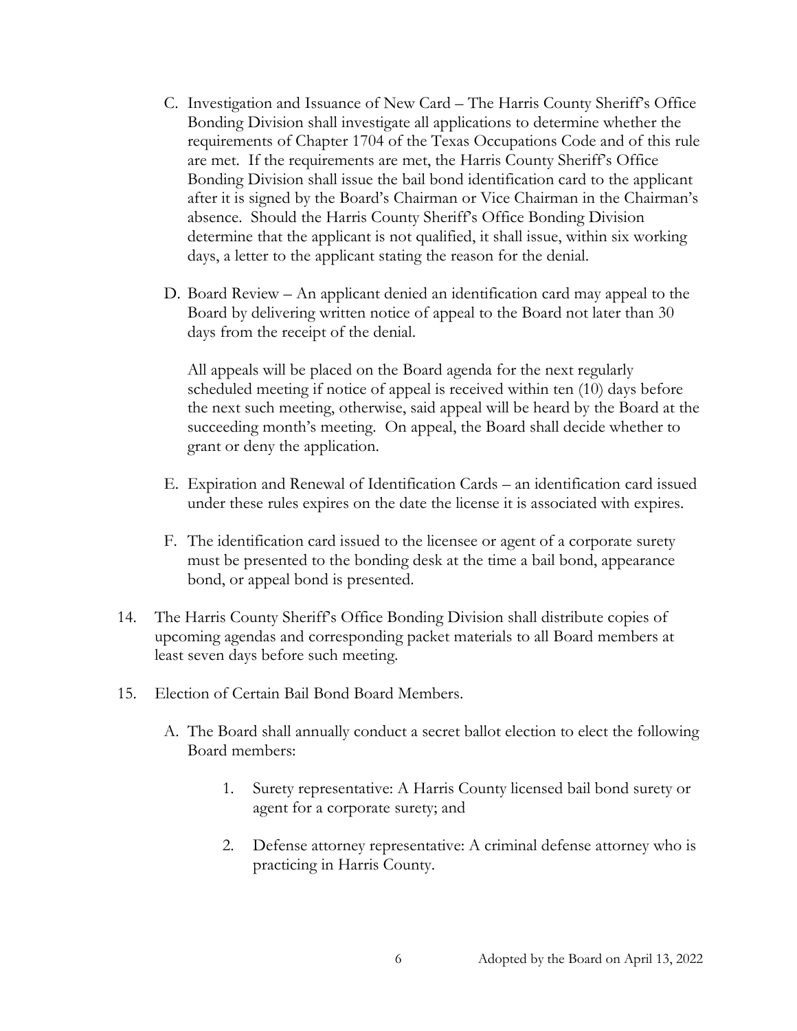C. Investigation and Issuance of New Card – The Harris County Sheriff's Office Bonding Division shall investigate all applications to determine whether the requirements of Chapter 1704 of the Texas Occupations Code and of this rule are met. If the requirements are met, the Harris County Sheriff's Office Bonding Division shall issue the bail bond identification card to the applicant after it is signed by the Board's Chairman or Vice Chairman in the Chairman's absence. Should the Harris County Sheriff's Office Bonding Division determine that the applicant is not qualified, it shall issue, within six working days, a letter to the applicant stating the reason for the denial.

D. Board Review – An applicant denied an identification card may appeal to the Board by delivering written notice of appeal to the Board not later than 30 days from the receipt of the denial.

   All appeals will be placed on the Board agenda for the next regularly scheduled meeting if notice of appeal is received within ten (10) days before the next such meeting, otherwise, said appeal will be heard by the Board at the succeeding month's meeting. On appeal, the Board shall decide whether to grant or deny the application.

E. Expiration and Renewal of Identification Cards – an identification card issued under these rules expires on the date the license it is associated with expires.

F. The identification card issued to the licensee or agent of a corporate surety must be presented to the bonding desk at the time a bail bond, appearance bond, or appeal bond is presented.

14. The Harris County Sheriff's Office Bonding Division shall distribute copies of upcoming agendas and corresponding packet materials to all Board members at least seven days before such meeting.

15. Election of Certain Bail Bond Board Members.

   A. The Board shall annually conduct a secret ballot election to elect the following Board members:

      1. Surety representative: A Harris County licensed bail bond surety or agent for a corporate surety; and

      2. Defense attorney representative: A criminal defense attorney who is practicing in Harris County.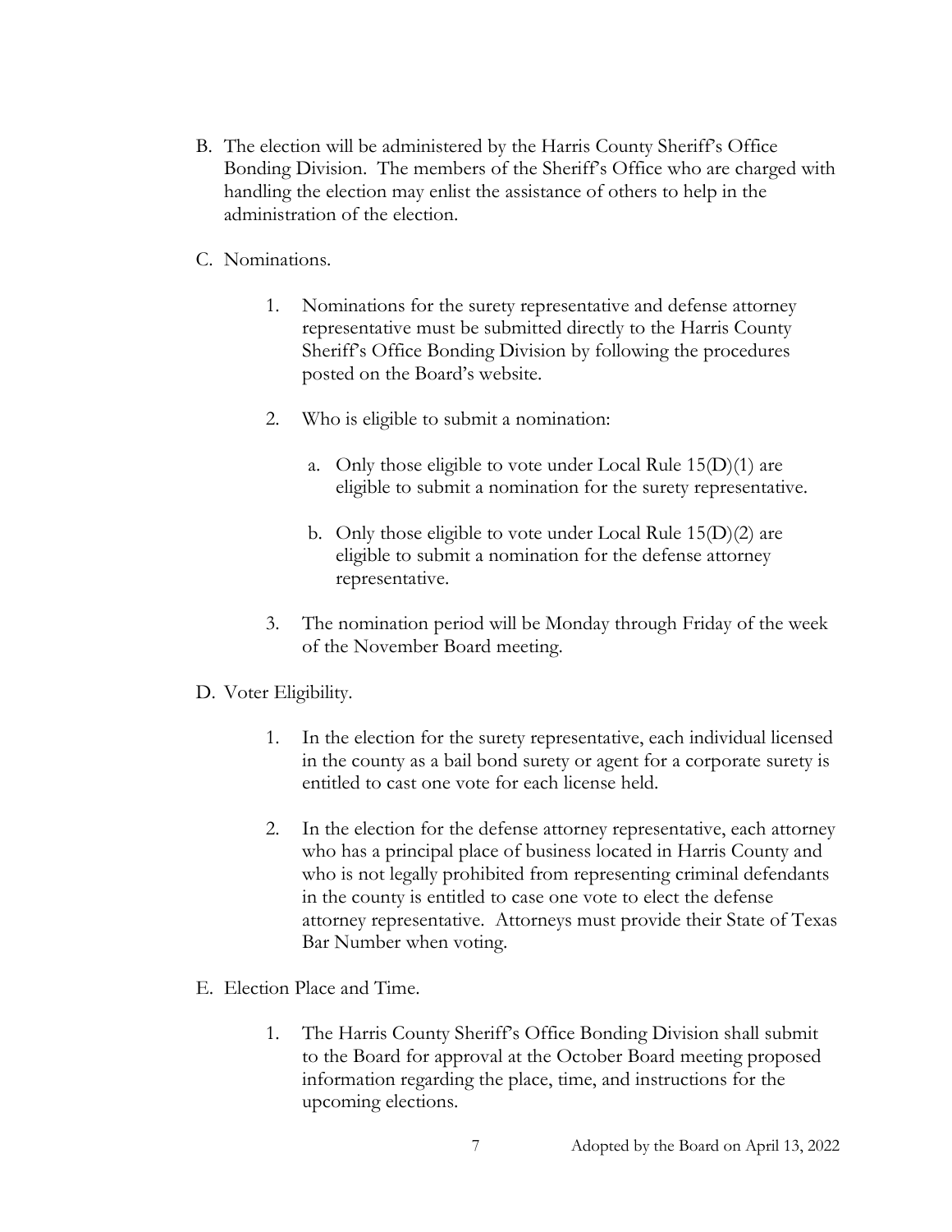B. The election will be administered by the Harris County Sheriff's Office Bonding Division. The members of the Sheriff's Office who are charged with handling the election may enlist the assistance of others to help in the administration of the election.

C. Nominations.

   1. Nominations for the surety representative and defense attorney representative must be submitted directly to the Harris County Sheriff's Office Bonding Division by following the procedures posted on the Board's website.

   2. Who is eligible to submit a nomination:

      a. Only those eligible to vote under Local Rule 15(D)(1) are eligible to submit a nomination for the surety representative.

      b. Only those eligible to vote under Local Rule 15(D)(2) are eligible to submit a nomination for the defense attorney representative.

   3. The nomination period will be Monday through Friday of the week of the November Board meeting.

D. Voter Eligibility.

   1. In the election for the surety representative, each individual licensed in the county as a bail bond surety or agent for a corporate surety is entitled to cast one vote for each license held.

   2. In the election for the defense attorney representative, each attorney who has a principal place of business located in Harris County and who is not legally prohibited from representing criminal defendants in the county is entitled to case one vote to elect the defense attorney representative. Attorneys must provide their State of Texas Bar Number when voting.

E. Election Place and Time.

   1. The Harris County Sheriff's Office Bonding Division shall submit to the Board for approval at the October Board meeting proposed information regarding the place, time, and instructions for the upcoming elections.

Adopted by the Board on April 13, 2022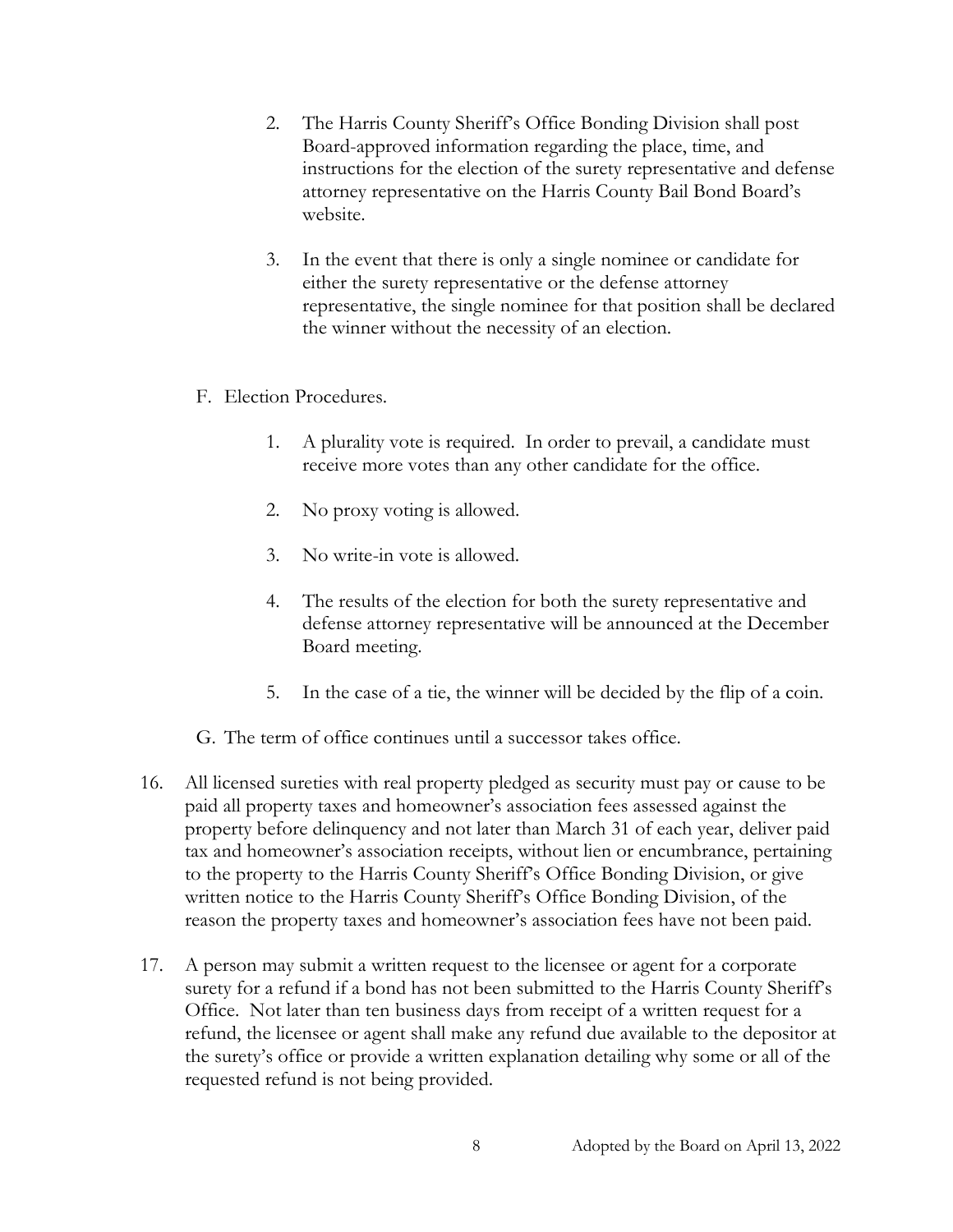2. The Harris County Sheriff's Office Bonding Division shall post Board-approved information regarding the place, time, and instructions for the election of the surety representative and defense attorney representative on the Harris County Bail Bond Board's website.

3. In the event that there is only a single nominee or candidate for either the surety representative or the defense attorney representative, the single nominee for that position shall be declared the winner without the necessity of an election.

F. Election Procedures.

1. A plurality vote is required. In order to prevail, a candidate must receive more votes than any other candidate for the office.

2. No proxy voting is allowed.

3. No write-in vote is allowed.

4. The results of the election for both the surety representative and defense attorney representative will be announced at the December Board meeting.

5. In the case of a tie, the winner will be decided by the flip of a coin.

G. The term of office continues until a successor takes office.

16. All licensed sureties with real property pledged as security must pay or cause to be paid all property taxes and homeowner's association fees assessed against the property before delinquency and not later than March 31 of each year, deliver paid tax and homeowner's association receipts, without lien or encumbrance, pertaining to the property to the Harris County Sheriff's Office Bonding Division, or give written notice to the Harris County Sheriff's Office Bonding Division, of the reason the property taxes and homeowner's association fees have not been paid.

17. A person may submit a written request to the licensee or agent for a corporate surety for a refund if a bond has not been submitted to the Harris County Sheriff's Office. Not later than ten business days from receipt of a written request for a refund, the licensee or agent shall make any refund due available to the depositor at the surety's office or provide a written explanation detailing why some or all of the requested refund is not being provided.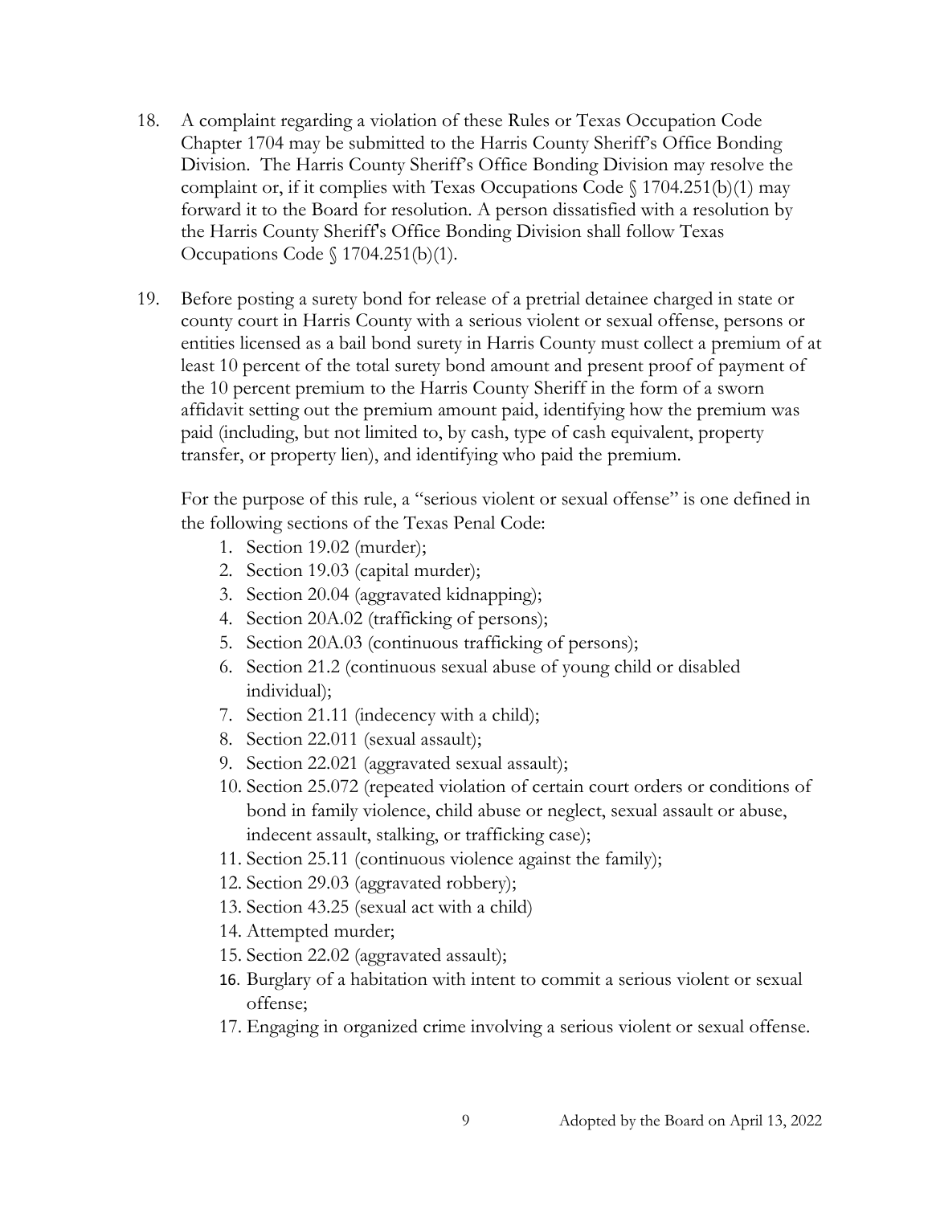18. A complaint regarding a violation of these Rules or Texas Occupation Code Chapter 1704 may be submitted to the Harris County Sheriff's Office Bonding Division. The Harris County Sheriff's Office Bonding Division may resolve the complaint or, if it complies with Texas Occupations Code § 1704.251(b)(1) may forward it to the Board for resolution. A person dissatisfied with a resolution by the Harris County Sheriff's Office Bonding Division shall follow Texas Occupations Code § 1704.251(b)(1).

19. Before posting a surety bond for release of a pretrial detainee charged in state or county court in Harris County with a serious violent or sexual offense, persons or entities licensed as a bail bond surety in Harris County must collect a premium of at least 10 percent of the total surety bond amount and present proof of payment of the 10 percent premium to the Harris County Sheriff in the form of a sworn affidavit setting out the premium amount paid, identifying how the premium was paid (including, but not limited to, by cash, type of cash equivalent, property transfer, or property lien), and identifying who paid the premium.

    For the purpose of this rule, a "serious violent or sexual offense" is one defined in the following sections of the Texas Penal Code:

    1. Section 19.02 (murder);
    2. Section 19.03 (capital murder);
    3. Section 20.04 (aggravated kidnapping);
    4. Section 20A.02 (trafficking of persons);
    5. Section 20A.03 (continuous trafficking of persons);
    6. Section 21.2 (continuous sexual abuse of young child or disabled individual);
    7. Section 21.11 (indecency with a child);
    8. Section 22.011 (sexual assault);
    9. Section 22.021 (aggravated sexual assault);
    10. Section 25.072 (repeated violation of certain court orders or conditions of bond in family violence, child abuse or neglect, sexual assault or abuse, indecent assault, stalking, or trafficking case);
    11. Section 25.11 (continuous violence against the family);
    12. Section 29.03 (aggravated robbery);
    13. Section 43.25 (sexual act with a child)
    14. Attempted murder;
    15. Section 22.02 (aggravated assault);
    16. Burglary of a habitation with intent to commit a serious violent or sexual offense;
    17. Engaging in organized crime involving a serious violent or sexual offense.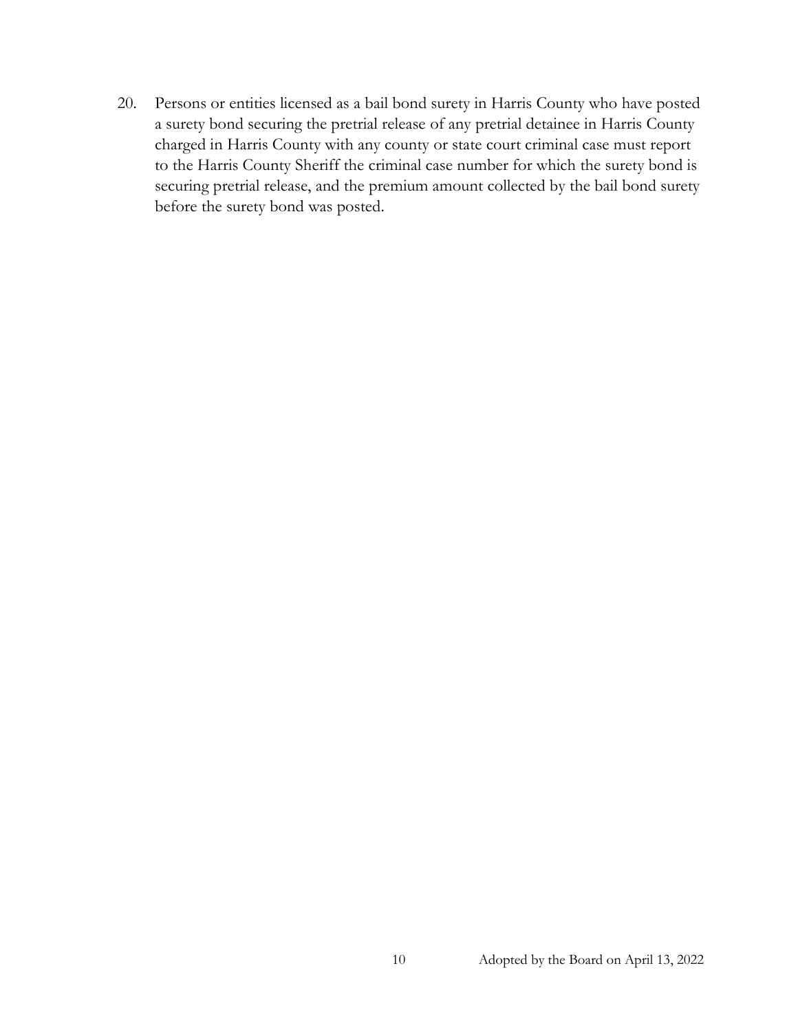20. Persons or entities licensed as a bail bond surety in Harris County who have posted a surety bond securing the pretrial release of any pretrial detainee in Harris County charged in Harris County with any county or state court criminal case must report to the Harris County Sheriff the criminal case number for which the surety bond is securing pretrial release, and the premium amount collected by the bail bond surety before the surety bond was posted.